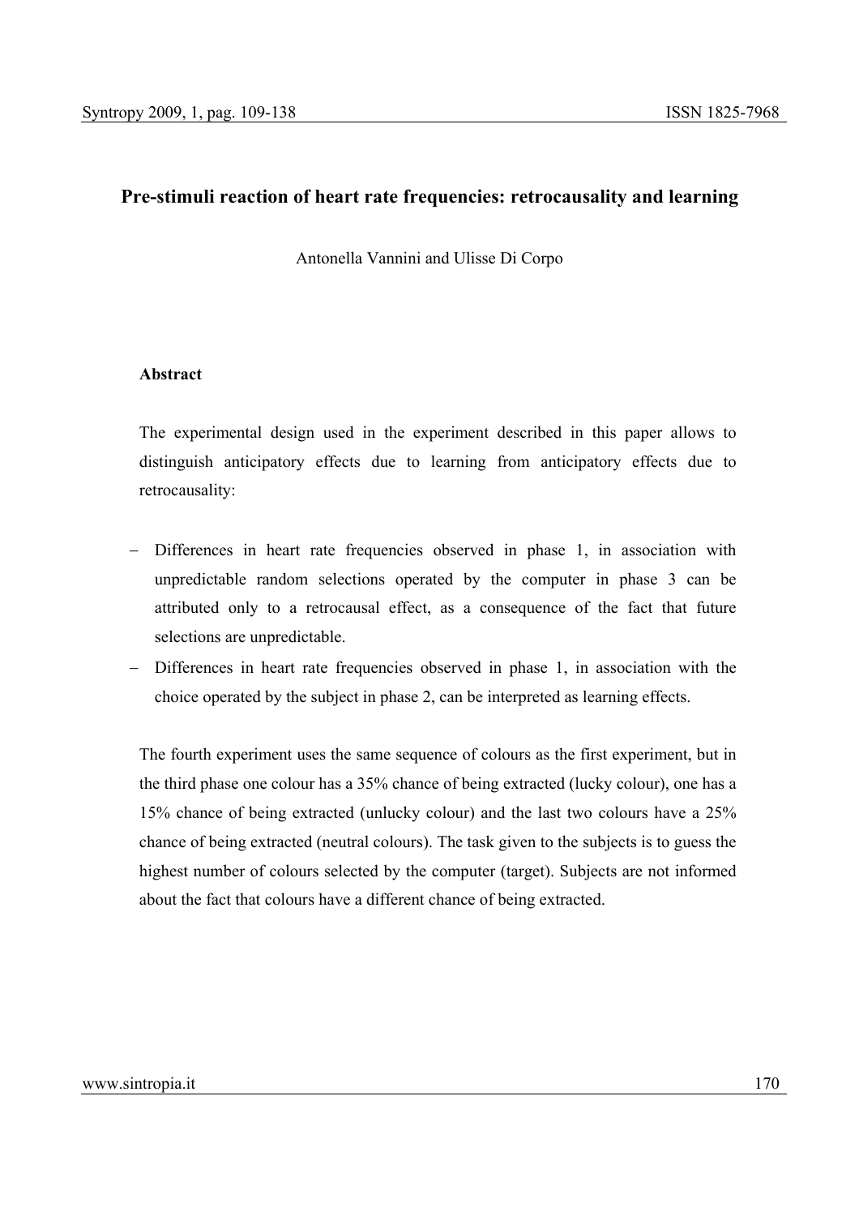# Pre-stimuli reaction of heart rate frequencies: retrocausality and learning

Antonella Vannini and Ulisse Di Corpo

## Abstract

The experimental design used in the experiment described in this paper allows to distinguish anticipatory effects due to learning from anticipatory effects due to retrocausality:

- Differences in heart rate frequencies observed in phase 1, in association with unpredictable random selections operated by the computer in phase 3 can be attributed only to a retrocausal effect, as a consequence of the fact that future selections are unpredictable.
- Differences in heart rate frequencies observed in phase 1, in association with the choice operated by the subject in phase 2, can be interpreted as learning effects.

The fourth experiment uses the same sequence of colours as the first experiment, but in the third phase one colour has a 35% chance of being extracted (lucky colour), one has a 15% chance of being extracted (unlucky colour) and the last two colours have a 25% chance of being extracted (neutral colours). The task given to the subjects is to guess the highest number of colours selected by the computer (target). Subjects are not informed about the fact that colours have a different chance of being extracted.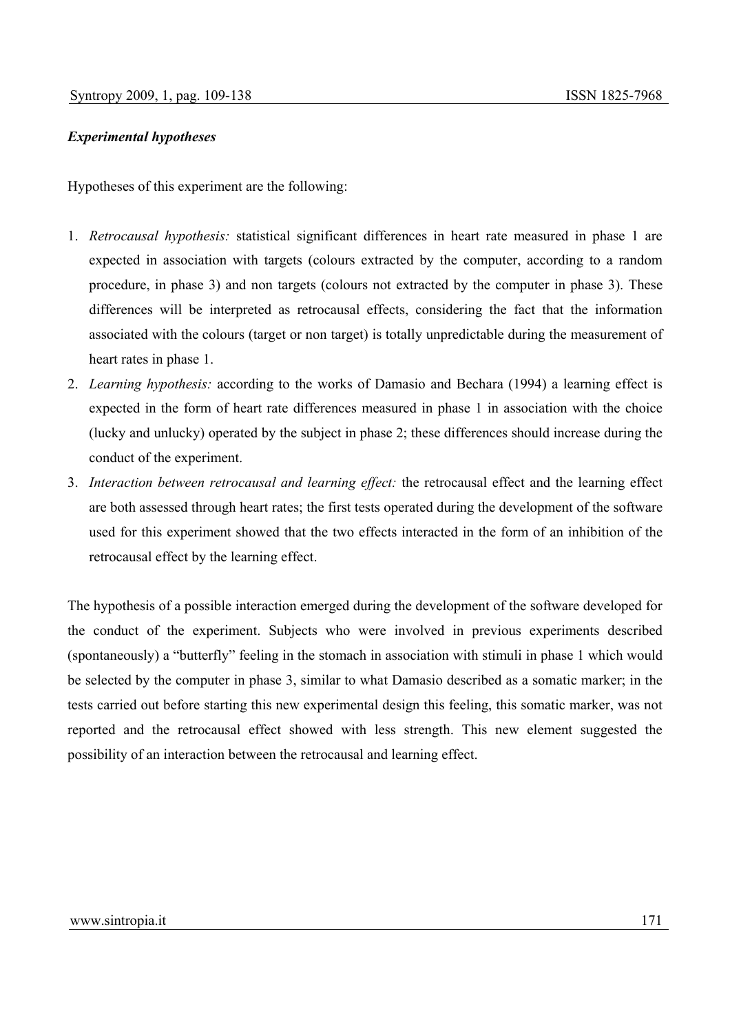***Experimental hypotheses***

Hypotheses of this experiment are the following:

1. *Retrocausal hypothesis:* statistical significant differences in heart rate measured in phase 1 are expected in association with targets (colours extracted by the computer, according to a random procedure, in phase 3) and non targets (colours not extracted by the computer in phase 3). These differences will be interpreted as retrocausal effects, considering the fact that the information associated with the colours (target or non target) is totally unpredictable during the measurement of heart rates in phase 1.
2. *Learning hypothesis:* according to the works of Damasio and Bechara (1994) a learning effect is expected in the form of heart rate differences measured in phase 1 in association with the choice (lucky and unlucky) operated by the subject in phase 2; these differences should increase during the conduct of the experiment.
3. *Interaction between retrocausal and learning effect:* the retrocausal effect and the learning effect are both assessed through heart rates; the first tests operated during the development of the software used for this experiment showed that the two effects interacted in the form of an inhibition of the retrocausal effect by the learning effect.

The hypothesis of a possible interaction emerged during the development of the software developed for the conduct of the experiment. Subjects who were involved in previous experiments described (spontaneously) a "butterfly" feeling in the stomach in association with stimuli in phase 1 which would be selected by the computer in phase 3, similar to what Damasio described as a somatic marker; in the tests carried out before starting this new experimental design this feeling, this somatic marker, was not reported and the retrocausal effect showed with less strength. This new element suggested the possibility of an interaction between the retrocausal and learning effect.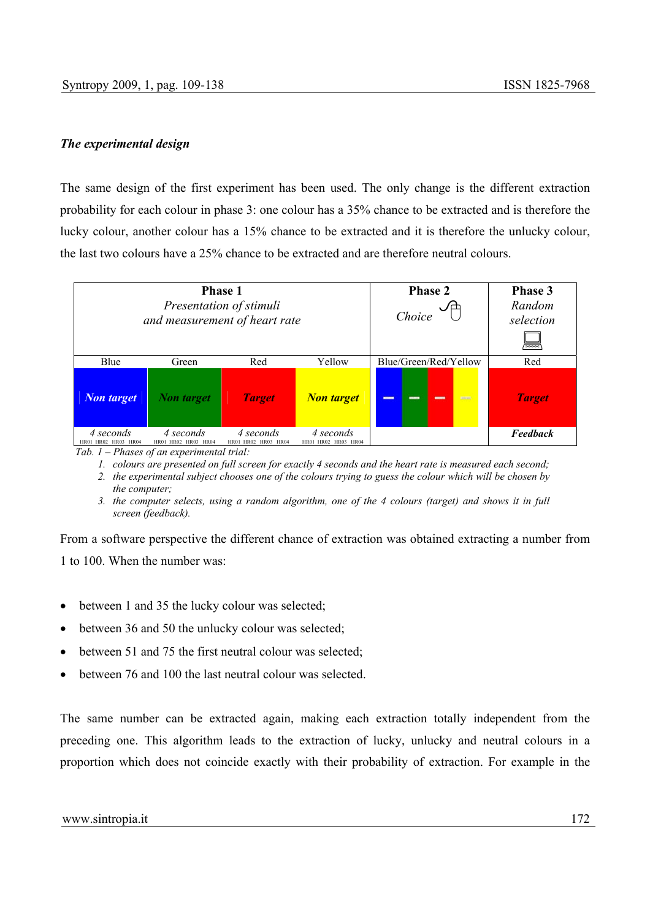### *The experimental design*

The same design of the first experiment has been used. The only change is the different extraction probability for each colour in phase 3: one colour has a 35% chance to be extracted and is therefore the lucky colour, another colour has a 15% chance to be extracted and it is therefore the unlucky colour, the last two colours have a 25% chance to be extracted and are therefore neutral colours.

| **Phase 1** *Presentation of stimuli and measurement of heart rate* | | | | **Phase 2** *Choice* | **Phase 3** *Random selection* |
|---|---|---|---|---|---|
| Blue | Green | Red | Yellow | Blue/Green/Red/Yellow | Red |
| *Non target* | *Non target* | *Target* | *Non target* | | *Target* |
| *4 seconds* HR01 HR02 HR03 HR04 | *4 seconds* HR01 HR02 HR03 HR04 | *4 seconds* HR01 HR02 HR03 HR04 | *4 seconds* HR01 HR02 HR03 HR04 | | ***Feedback*** |

*Tab. 1 – Phases of an experimental trial:*

1. *colours are presented on full screen for exactly 4 seconds and the heart rate is measured each second;*
2. *the experimental subject chooses one of the colours trying to guess the colour which will be chosen by the computer;*
3. *the computer selects, using a random algorithm, one of the 4 colours (target) and shows it in full screen (feedback).*

From a software perspective the different chance of extraction was obtained extracting a number from 1 to 100. When the number was:

- between 1 and 35 the lucky colour was selected;
- between 36 and 50 the unlucky colour was selected;
- between 51 and 75 the first neutral colour was selected;
- between 76 and 100 the last neutral colour was selected.

The same number can be extracted again, making each extraction totally independent from the preceding one. This algorithm leads to the extraction of lucky, unlucky and neutral colours in a proportion which does not coincide exactly with their probability of extraction. For example in the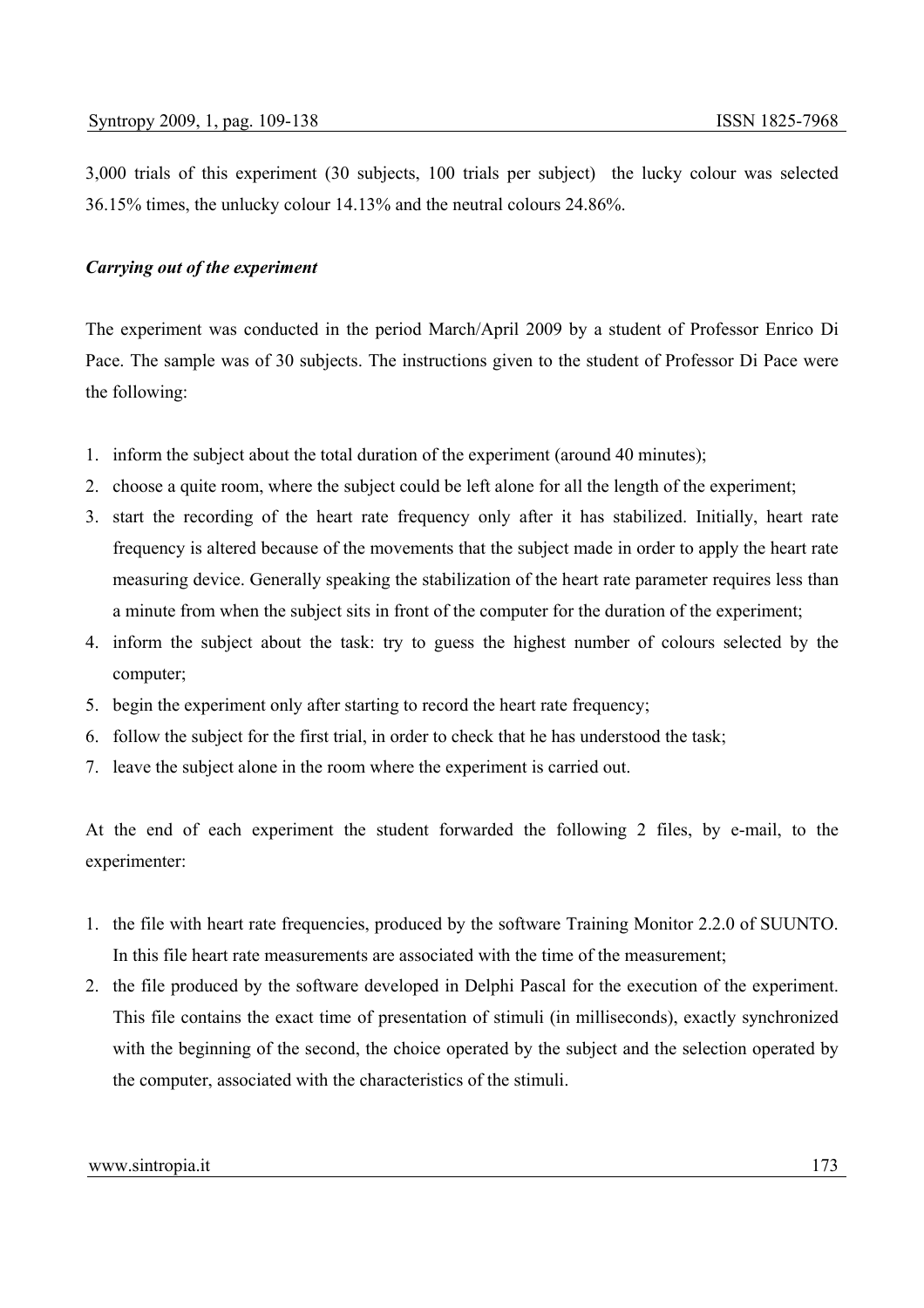3,000 trials of this experiment (30 subjects, 100 trials per subject) the lucky colour was selected 36.15% times, the unlucky colour 14.13% and the neutral colours 24.86%.

***Carrying out of the experiment***

The experiment was conducted in the period March/April 2009 by a student of Professor Enrico Di Pace. The sample was of 30 subjects. The instructions given to the student of Professor Di Pace were the following:

1. inform the subject about the total duration of the experiment (around 40 minutes);
2. choose a quite room, where the subject could be left alone for all the length of the experiment;
3. start the recording of the heart rate frequency only after it has stabilized. Initially, heart rate frequency is altered because of the movements that the subject made in order to apply the heart rate measuring device. Generally speaking the stabilization of the heart rate parameter requires less than a minute from when the subject sits in front of the computer for the duration of the experiment;
4. inform the subject about the task: try to guess the highest number of colours selected by the computer;
5. begin the experiment only after starting to record the heart rate frequency;
6. follow the subject for the first trial, in order to check that he has understood the task;
7. leave the subject alone in the room where the experiment is carried out.

At the end of each experiment the student forwarded the following 2 files, by e-mail, to the experimenter:

1. the file with heart rate frequencies, produced by the software Training Monitor 2.2.0 of SUUNTO. In this file heart rate measurements are associated with the time of the measurement;
2. the file produced by the software developed in Delphi Pascal for the execution of the experiment. This file contains the exact time of presentation of stimuli (in milliseconds), exactly synchronized with the beginning of the second, the choice operated by the subject and the selection operated by the computer, associated with the characteristics of the stimuli.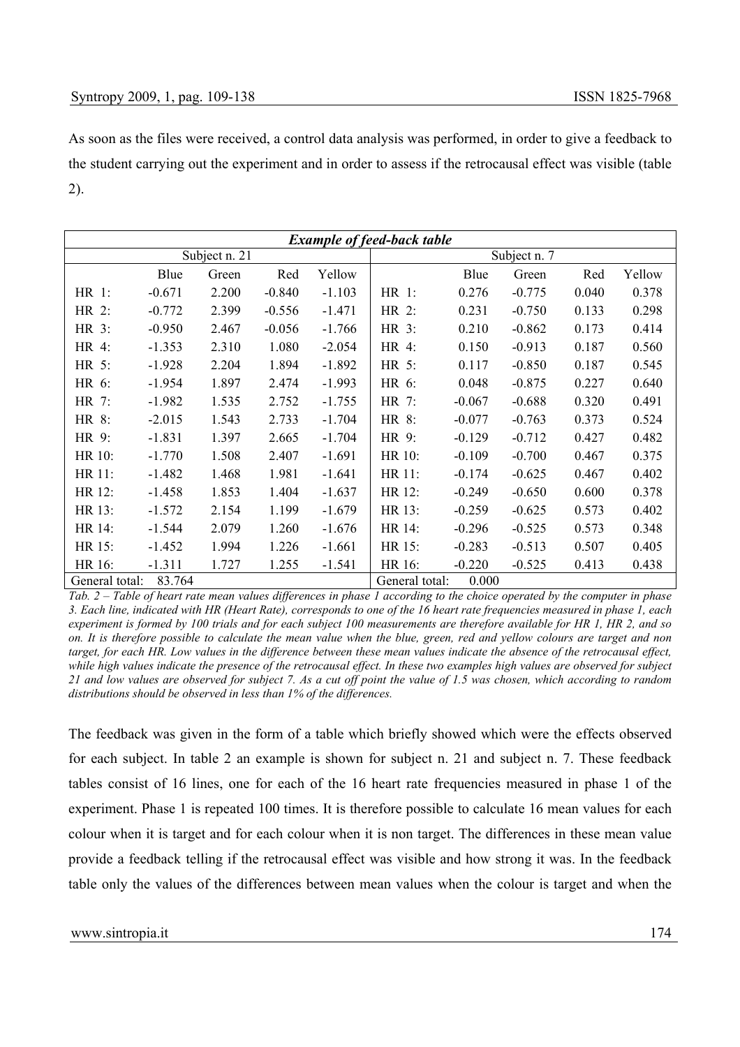As soon as the files were received, a control data analysis was performed, in order to give a feedback to the student carrying out the experiment and in order to assess if the retrocausal effect was visible (table 2).

| ***Example of feed-back table*** | | | | | | | | | |
|---|---|---|---|---|---|---|---|---|---|
| Subject n. 21 | | | | | Subject n. 7 | | | | |
| | Blue | Green | Red | Yellow | | Blue | Green | Red | Yellow |
| HR 1: | -0.671 | 2.200 | -0.840 | -1.103 | HR 1: | 0.276 | -0.775 | 0.040 | 0.378 |
| HR 2: | -0.772 | 2.399 | -0.556 | -1.471 | HR 2: | 0.231 | -0.750 | 0.133 | 0.298 |
| HR 3: | -0.950 | 2.467 | -0.056 | -1.766 | HR 3: | 0.210 | -0.862 | 0.173 | 0.414 |
| HR 4: | -1.353 | 2.310 | 1.080 | -2.054 | HR 4: | 0.150 | -0.913 | 0.187 | 0.560 |
| HR 5: | -1.928 | 2.204 | 1.894 | -1.892 | HR 5: | 0.117 | -0.850 | 0.187 | 0.545 |
| HR 6: | -1.954 | 1.897 | 2.474 | -1.993 | HR 6: | 0.048 | -0.875 | 0.227 | 0.640 |
| HR 7: | -1.982 | 1.535 | 2.752 | -1.755 | HR 7: | -0.067 | -0.688 | 0.320 | 0.491 |
| HR 8: | -2.015 | 1.543 | 2.733 | -1.704 | HR 8: | -0.077 | -0.763 | 0.373 | 0.524 |
| HR 9: | -1.831 | 1.397 | 2.665 | -1.704 | HR 9: | -0.129 | -0.712 | 0.427 | 0.482 |
| HR 10: | -1.770 | 1.508 | 2.407 | -1.691 | HR 10: | -0.109 | -0.700 | 0.467 | 0.375 |
| HR 11: | -1.482 | 1.468 | 1.981 | -1.641 | HR 11: | -0.174 | -0.625 | 0.467 | 0.402 |
| HR 12: | -1.458 | 1.853 | 1.404 | -1.637 | HR 12: | -0.249 | -0.650 | 0.600 | 0.378 |
| HR 13: | -1.572 | 2.154 | 1.199 | -1.679 | HR 13: | -0.259 | -0.625 | 0.573 | 0.402 |
| HR 14: | -1.544 | 2.079 | 1.260 | -1.676 | HR 14: | -0.296 | -0.525 | 0.573 | 0.348 |
| HR 15: | -1.452 | 1.994 | 1.226 | -1.661 | HR 15: | -0.283 | -0.513 | 0.507 | 0.405 |
| HR 16: | -1.311 | 1.727 | 1.255 | -1.541 | HR 16: | -0.220 | -0.525 | 0.413 | 0.438 |
| General total: 83.764 | | | | | General total: 0.000 | | | | |

*Tab. 2 – Table of heart rate mean values differences in phase 1 according to the choice operated by the computer in phase 3. Each line, indicated with HR (Heart Rate), corresponds to one of the 16 heart rate frequencies measured in phase 1, each experiment is formed by 100 trials and for each subject 100 measurements are therefore available for HR 1, HR 2, and so on. It is therefore possible to calculate the mean value when the blue, green, red and yellow colours are target and non target, for each HR. Low values in the difference between these mean values indicate the absence of the retrocausal effect, while high values indicate the presence of the retrocausal effect. In these two examples high values are observed for subject 21 and low values are observed for subject 7. As a cut off point the value of 1.5 was chosen, which according to random distributions should be observed in less than 1% of the differences.*

The feedback was given in the form of a table which briefly showed which were the effects observed for each subject. In table 2 an example is shown for subject n. 21 and subject n. 7. These feedback tables consist of 16 lines, one for each of the 16 heart rate frequencies measured in phase 1 of the experiment. Phase 1 is repeated 100 times. It is therefore possible to calculate 16 mean values for each colour when it is target and for each colour when it is non target. The differences in these mean value provide a feedback telling if the retrocausal effect was visible and how strong it was. In the feedback table only the values of the differences between mean values when the colour is target and when the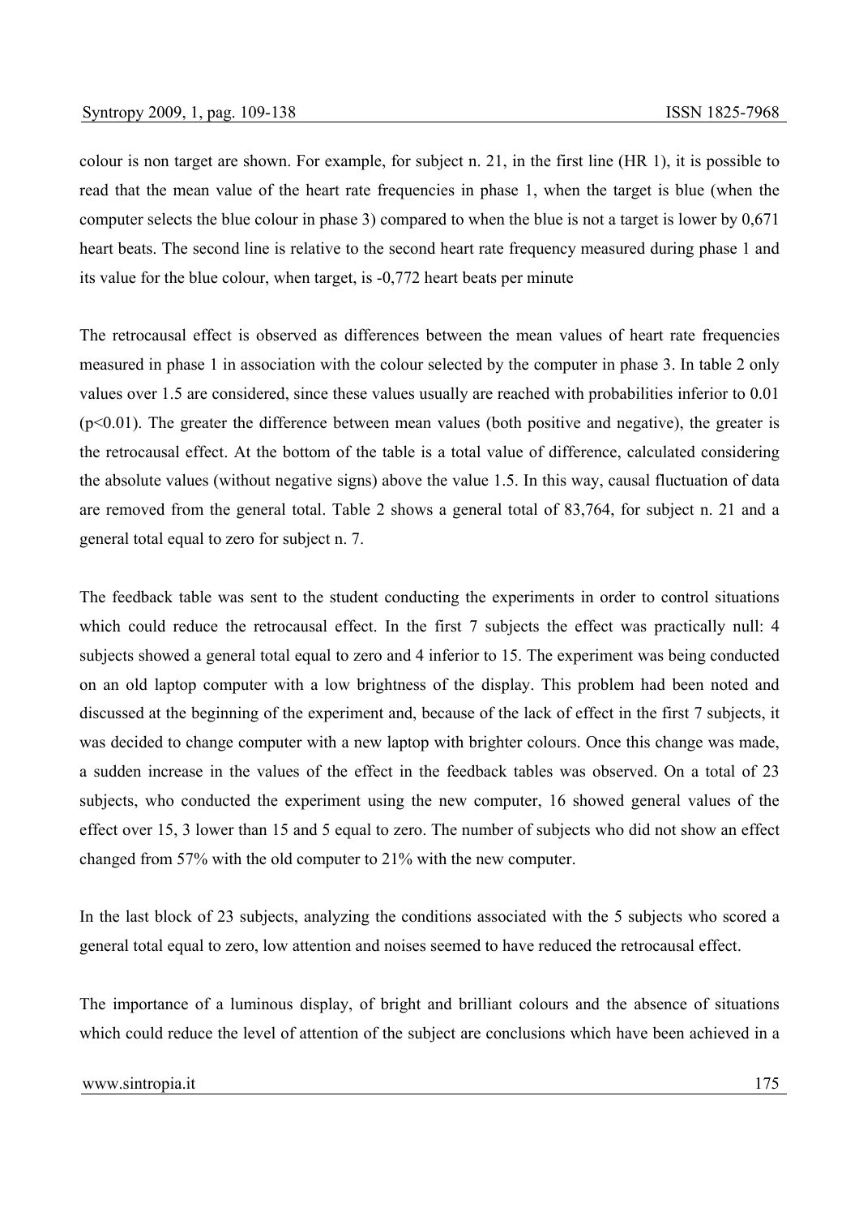colour is non target are shown. For example, for subject n. 21, in the first line (HR 1), it is possible to read that the mean value of the heart rate frequencies in phase 1, when the target is blue (when the computer selects the blue colour in phase 3) compared to when the blue is not a target is lower by 0,671 heart beats. The second line is relative to the second heart rate frequency measured during phase 1 and its value for the blue colour, when target, is -0,772 heart beats per minute

The retrocausal effect is observed as differences between the mean values of heart rate frequencies measured in phase 1 in association with the colour selected by the computer in phase 3. In table 2 only values over 1.5 are considered, since these values usually are reached with probabilities inferior to 0.01 ($p<0.01$). The greater the difference between mean values (both positive and negative), the greater is the retrocausal effect. At the bottom of the table is a total value of difference, calculated considering the absolute values (without negative signs) above the value 1.5. In this way, causal fluctuation of data are removed from the general total. Table 2 shows a general total of 83,764, for subject n. 21 and a general total equal to zero for subject n. 7.

The feedback table was sent to the student conducting the experiments in order to control situations which could reduce the retrocausal effect. In the first 7 subjects the effect was practically null: 4 subjects showed a general total equal to zero and 4 inferior to 15. The experiment was being conducted on an old laptop computer with a low brightness of the display. This problem had been noted and discussed at the beginning of the experiment and, because of the lack of effect in the first 7 subjects, it was decided to change computer with a new laptop with brighter colours. Once this change was made, a sudden increase in the values of the effect in the feedback tables was observed. On a total of 23 subjects, who conducted the experiment using the new computer, 16 showed general values of the effect over 15, 3 lower than 15 and 5 equal to zero. The number of subjects who did not show an effect changed from 57% with the old computer to 21% with the new computer.

In the last block of 23 subjects, analyzing the conditions associated with the 5 subjects who scored a general total equal to zero, low attention and noises seemed to have reduced the retrocausal effect.

The importance of a luminous display, of bright and brilliant colours and the absence of situations which could reduce the level of attention of the subject are conclusions which have been achieved in a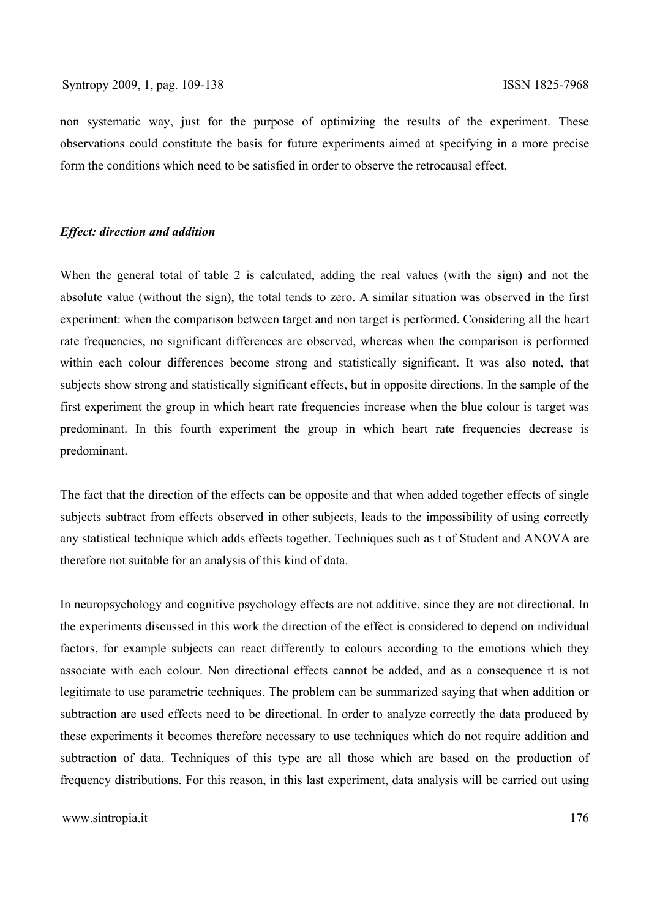non systematic way, just for the purpose of optimizing the results of the experiment. These observations could constitute the basis for future experiments aimed at specifying in a more precise form the conditions which need to be satisfied in order to observe the retrocausal effect.

***Effect: direction and addition***

When the general total of table 2 is calculated, adding the real values (with the sign) and not the absolute value (without the sign), the total tends to zero. A similar situation was observed in the first experiment: when the comparison between target and non target is performed. Considering all the heart rate frequencies, no significant differences are observed, whereas when the comparison is performed within each colour differences become strong and statistically significant. It was also noted, that subjects show strong and statistically significant effects, but in opposite directions. In the sample of the first experiment the group in which heart rate frequencies increase when the blue colour is target was predominant. In this fourth experiment the group in which heart rate frequencies decrease is predominant.

The fact that the direction of the effects can be opposite and that when added together effects of single subjects subtract from effects observed in other subjects, leads to the impossibility of using correctly any statistical technique which adds effects together. Techniques such as t of Student and ANOVA are therefore not suitable for an analysis of this kind of data.

In neuropsychology and cognitive psychology effects are not additive, since they are not directional. In the experiments discussed in this work the direction of the effect is considered to depend on individual factors, for example subjects can react differently to colours according to the emotions which they associate with each colour. Non directional effects cannot be added, and as a consequence it is not legitimate to use parametric techniques. The problem can be summarized saying that when addition or subtraction are used effects need to be directional. In order to analyze correctly the data produced by these experiments it becomes therefore necessary to use techniques which do not require addition and subtraction of data. Techniques of this type are all those which are based on the production of frequency distributions. For this reason, in this last experiment, data analysis will be carried out using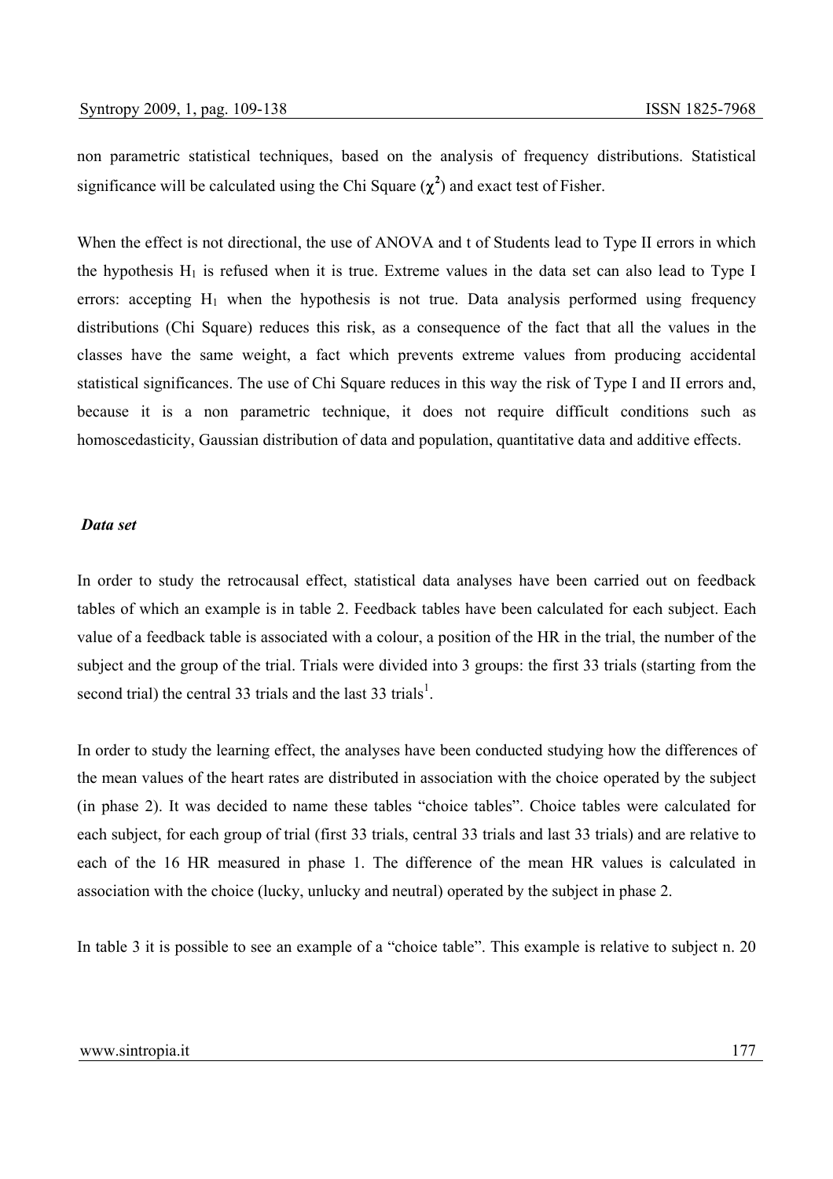non parametric statistical techniques, based on the analysis of frequency distributions. Statistical significance will be calculated using the Chi Square ($\chi^2$) and exact test of Fisher.

When the effect is not directional, the use of ANOVA and t of Students lead to Type II errors in which the hypothesis $H_1$ is refused when it is true. Extreme values in the data set can also lead to Type I errors: accepting $H_1$ when the hypothesis is not true. Data analysis performed using frequency distributions (Chi Square) reduces this risk, as a consequence of the fact that all the values in the classes have the same weight, a fact which prevents extreme values from producing accidental statistical significances. The use of Chi Square reduces in this way the risk of Type I and II errors and, because it is a non parametric technique, it does not require difficult conditions such as homoscedasticity, Gaussian distribution of data and population, quantitative data and additive effects.

***Data set***

In order to study the retrocausal effect, statistical data analyses have been carried out on feedback tables of which an example is in table 2. Feedback tables have been calculated for each subject. Each value of a feedback table is associated with a colour, a position of the HR in the trial, the number of the subject and the group of the trial. Trials were divided into 3 groups: the first 33 trials (starting from the second trial) the central 33 trials and the last 33 trials[1].

In order to study the learning effect, the analyses have been conducted studying how the differences of the mean values of the heart rates are distributed in association with the choice operated by the subject (in phase 2). It was decided to name these tables "choice tables". Choice tables were calculated for each subject, for each group of trial (first 33 trials, central 33 trials and last 33 trials) and are relative to each of the 16 HR measured in phase 1. The difference of the mean HR values is calculated in association with the choice (lucky, unlucky and neutral) operated by the subject in phase 2.

In table 3 it is possible to see an example of a "choice table". This example is relative to subject n. 20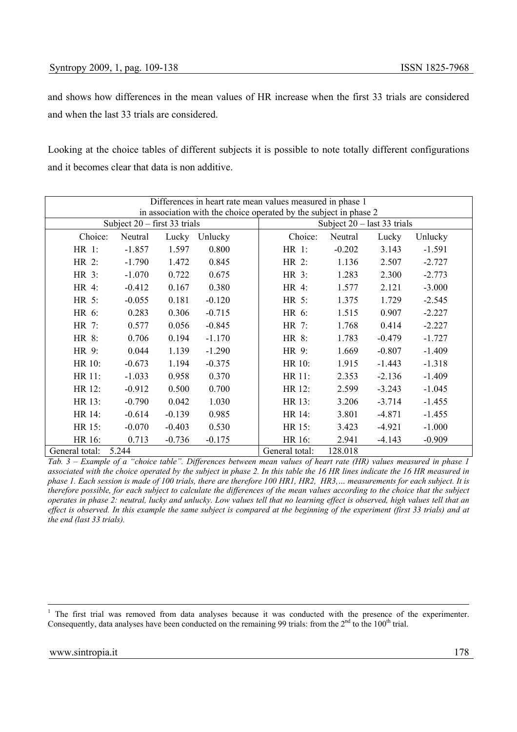and shows how differences in the mean values of HR increase when the first 33 trials are considered and when the last 33 trials are considered.

Looking at the choice tables of different subjects it is possible to note totally different configurations and it becomes clear that data is non additive.

| Differences in heart rate mean values measured in phase 1 in association with the choice operated by the subject in phase 2 | | | | | | | |
|---|---|---|---|---|---|---|---|
| Subject 20 – first 33 trials | | | | Subject 20 – last 33 trials | | | |
| Choice: | Neutral | Lucky | Unlucky | Choice: | Neutral | Lucky | Unlucky |
| HR 1: | -1.857 | 1.597 | 0.800 | HR 1: | -0.202 | 3.143 | -1.591 |
| HR 2: | -1.790 | 1.472 | 0.845 | HR 2: | 1.136 | 2.507 | -2.727 |
| HR 3: | -1.070 | 0.722 | 0.675 | HR 3: | 1.283 | 2.300 | -2.773 |
| HR 4: | -0.412 | 0.167 | 0.380 | HR 4: | 1.577 | 2.121 | -3.000 |
| HR 5: | -0.055 | 0.181 | -0.120 | HR 5: | 1.375 | 1.729 | -2.545 |
| HR 6: | 0.283 | 0.306 | -0.715 | HR 6: | 1.515 | 0.907 | -2.227 |
| HR 7: | 0.577 | 0.056 | -0.845 | HR 7: | 1.768 | 0.414 | -2.227 |
| HR 8: | 0.706 | 0.194 | -1.170 | HR 8: | 1.783 | -0.479 | -1.727 |
| HR 9: | 0.044 | 1.139 | -1.290 | HR 9: | 1.669 | -0.807 | -1.409 |
| HR 10: | -0.673 | 1.194 | -0.375 | HR 10: | 1.915 | -1.443 | -1.318 |
| HR 11: | -1.033 | 0.958 | 0.370 | HR 11: | 2.353 | -2.136 | -1.409 |
| HR 12: | -0.912 | 0.500 | 0.700 | HR 12: | 2.599 | -3.243 | -1.045 |
| HR 13: | -0.790 | 0.042 | 1.030 | HR 13: | 3.206 | -3.714 | -1.455 |
| HR 14: | -0.614 | -0.139 | 0.985 | HR 14: | 3.801 | -4.871 | -1.455 |
| HR 15: | -0.070 | -0.403 | 0.530 | HR 15: | 3.423 | -4.921 | -1.000 |
| HR 16: | 0.713 | -0.736 | -0.175 | HR 16: | 2.941 | -4.143 | -0.909 |
| General total: | 5.244 | | | General total: | 128.018 | | |

*Tab. 3 – Example of a "choice table". Differences between mean values of heart rate (HR) values measured in phase 1 associated with the choice operated by the subject in phase 2. In this table the 16 HR lines indicate the 16 HR measured in phase 1. Each session is made of 100 trials, there are therefore 100 HR1, HR2, HR3,… measurements for each subject. It is therefore possible, for each subject to calculate the differences of the mean values according to the choice that the subject operates in phase 2: neutral, lucky and unlucky. Low values tell that no learning effect is observed, high values tell that an effect is observed. In this example the same subject is compared at the beginning of the experiment (first 33 trials) and at the end (last 33 trials).*

---

[1] The first trial was removed from data analyses because it was conducted with the presence of the experimenter. Consequently, data analyses have been conducted on the remaining 99 trials: from the 2nd to the 100th trial.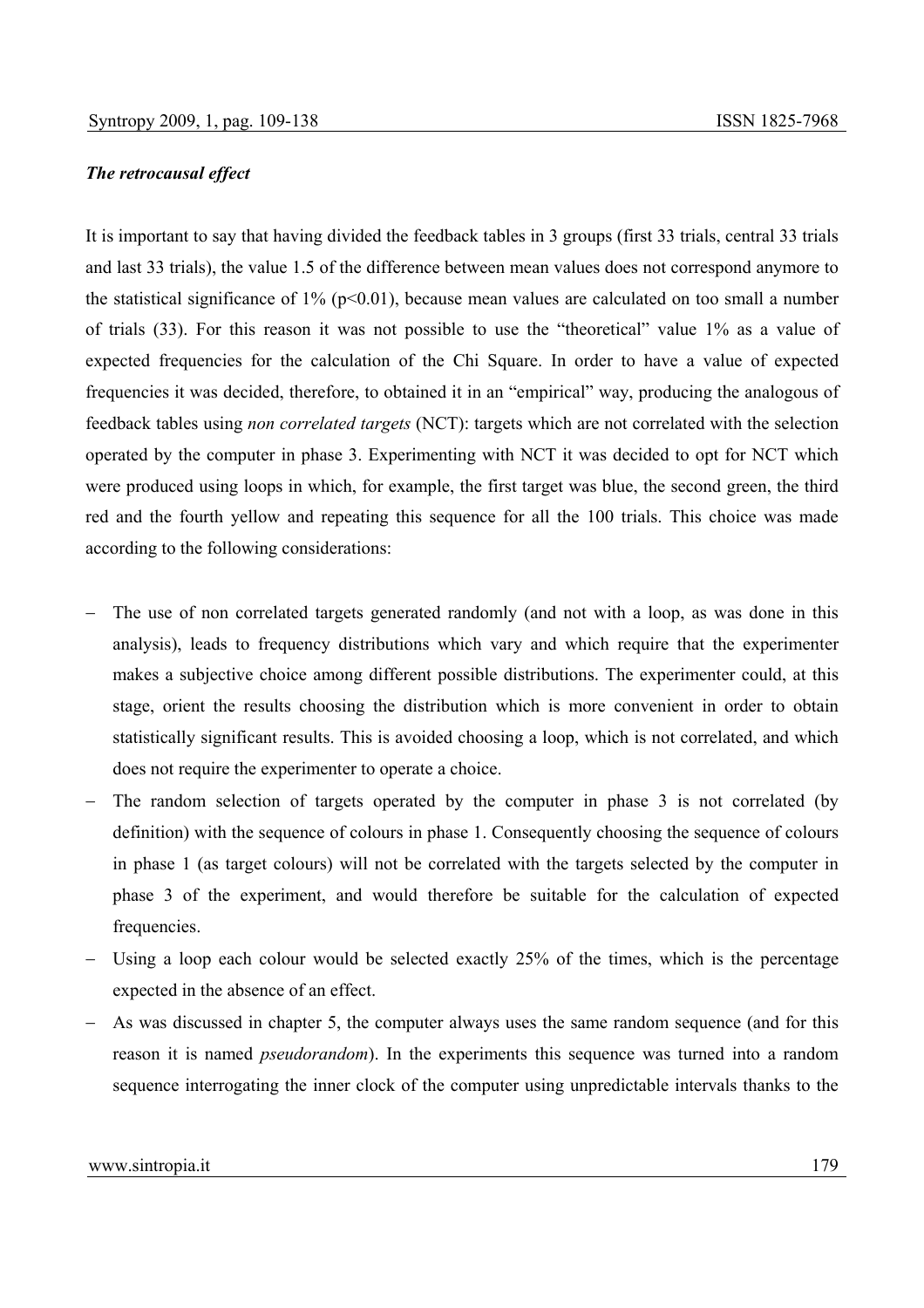***The retrocausal effect***

It is important to say that having divided the feedback tables in 3 groups (first 33 trials, central 33 trials and last 33 trials), the value 1.5 of the difference between mean values does not correspond anymore to the statistical significance of 1% ($p<0.01$), because mean values are calculated on too small a number of trials (33). For this reason it was not possible to use the "theoretical" value 1% as a value of expected frequencies for the calculation of the Chi Square. In order to have a value of expected frequencies it was decided, therefore, to obtained it in an "empirical" way, producing the analogous of feedback tables using *non correlated targets* (NCT): targets which are not correlated with the selection operated by the computer in phase 3. Experimenting with NCT it was decided to opt for NCT which were produced using loops in which, for example, the first target was blue, the second green, the third red and the fourth yellow and repeating this sequence for all the 100 trials. This choice was made according to the following considerations:

- The use of non correlated targets generated randomly (and not with a loop, as was done in this analysis), leads to frequency distributions which vary and which require that the experimenter makes a subjective choice among different possible distributions. The experimenter could, at this stage, orient the results choosing the distribution which is more convenient in order to obtain statistically significant results. This is avoided choosing a loop, which is not correlated, and which does not require the experimenter to operate a choice.
- The random selection of targets operated by the computer in phase 3 is not correlated (by definition) with the sequence of colours in phase 1. Consequently choosing the sequence of colours in phase 1 (as target colours) will not be correlated with the targets selected by the computer in phase 3 of the experiment, and would therefore be suitable for the calculation of expected frequencies.
- Using a loop each colour would be selected exactly 25% of the times, which is the percentage expected in the absence of an effect.
- As was discussed in chapter 5, the computer always uses the same random sequence (and for this reason it is named *pseudorandom*). In the experiments this sequence was turned into a random sequence interrogating the inner clock of the computer using unpredictable intervals thanks to the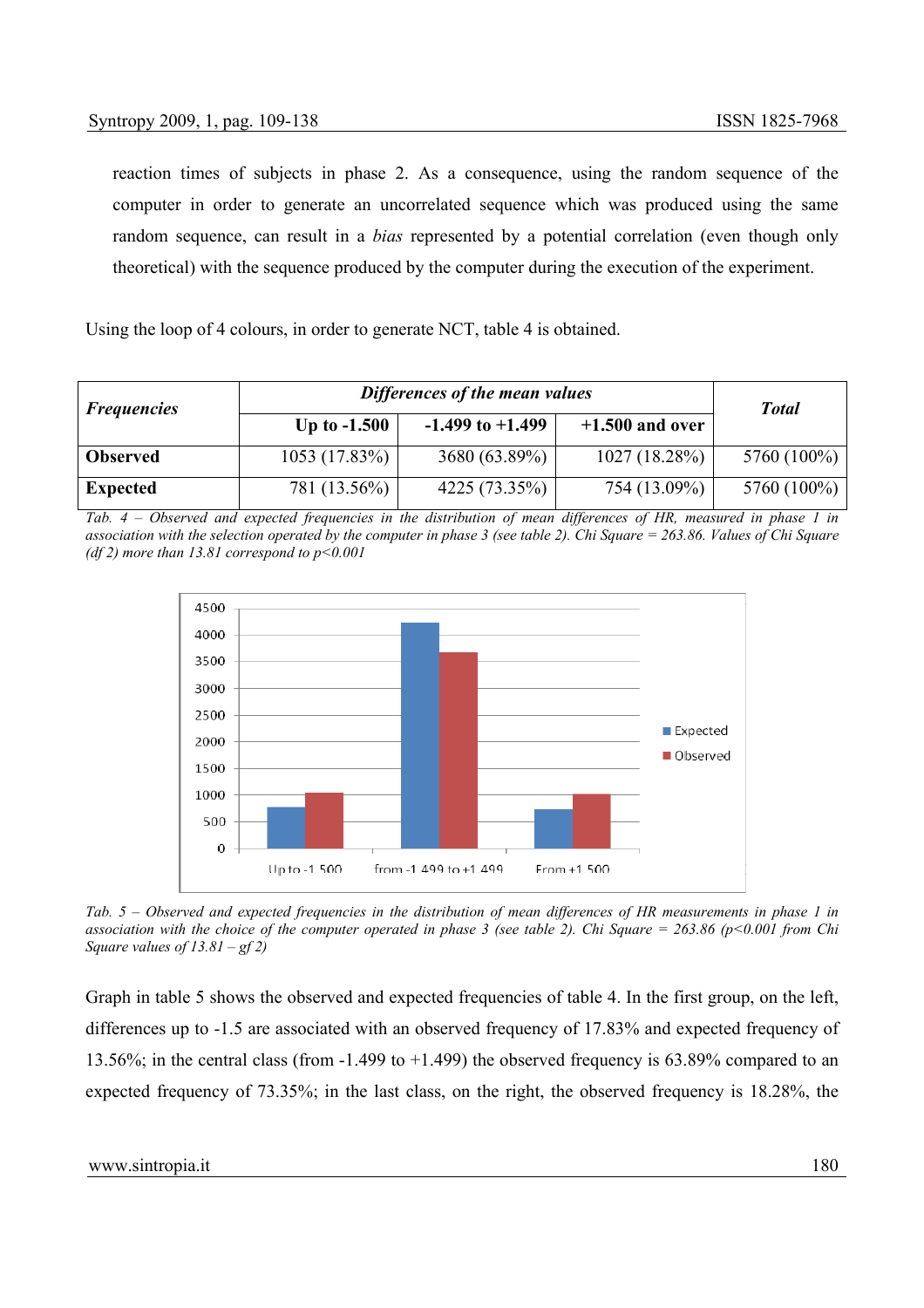reaction times of subjects in phase 2. As a consequence, using the random sequence of the computer in order to generate an uncorrelated sequence which was produced using the same random sequence, can result in a *bias* represented by a potential correlation (even though only theoretical) with the sequence produced by the computer during the execution of the experiment.

Using the loop of 4 colours, in order to generate NCT, table 4 is obtained.

| ***Frequencies*** | ***Differences of the mean values*** | | | ***Total*** |
|---|---|---|---|---|
| | **Up to -1.500** | **-1.499 to +1.499** | **+1.500 and over** | |
| **Observed** | 1053 (17.83%) | 3680 (63.89%) | 1027 (18.28%) | 5760 (100%) |
| **Expected** | 781 (13.56%) | 4225 (73.35%) | 754 (13.09%) | 5760 (100%) |

*Tab. 4 – Observed and expected frequencies in the distribution of mean differences of HR, measured in phase 1 in association with the selection operated by the computer in phase 3 (see table 2). Chi Square = 263.86. Values of Chi Square (df 2) more than 13.81 correspond to p<0.001*

*Tab. 5 – Observed and expected frequencies in the distribution of mean differences of HR measurements in phase 1 in association with the choice of the computer operated in phase 3 (see table 2). Chi Square = 263.86 (p<0.001 from Chi Square values of 13.81 – gf 2)*

Graph in table 5 shows the observed and expected frequencies of table 4. In the first group, on the left, differences up to -1.5 are associated with an observed frequency of 17.83% and expected frequency of 13.56%; in the central class (from -1.499 to +1.499) the observed frequency is 63.89% compared to an expected frequency of 73.35%; in the last class, on the right, the observed frequency is 18.28%, the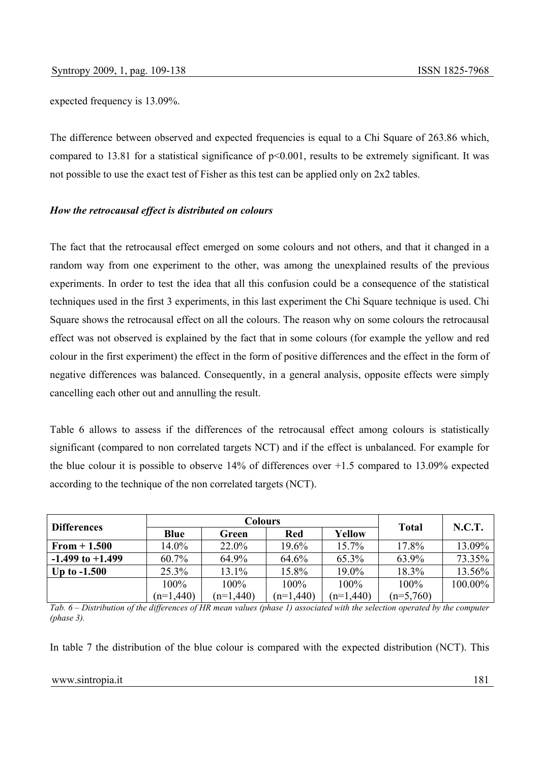expected frequency is 13.09%.

The difference between observed and expected frequencies is equal to a Chi Square of 263.86 which, compared to 13.81 for a statistical significance of $p<0.001$, results to be extremely significant. It was not possible to use the exact test of Fisher as this test can be applied only on 2x2 tables.

***How the retrocausal effect is distributed on colours***

The fact that the retrocausal effect emerged on some colours and not others, and that it changed in a random way from one experiment to the other, was among the unexplained results of the previous experiments. In order to test the idea that all this confusion could be a consequence of the statistical techniques used in the first 3 experiments, in this last experiment the Chi Square technique is used. Chi Square shows the retrocausal effect on all the colours. The reason why on some colours the retrocausal effect was not observed is explained by the fact that in some colours (for example the yellow and red colour in the first experiment) the effect in the form of positive differences and the effect in the form of negative differences was balanced. Consequently, in a general analysis, opposite effects were simply cancelling each other out and annulling the result.

Table 6 allows to assess if the differences of the retrocausal effect among colours is statistically significant (compared to non correlated targets NCT) and if the effect is unbalanced. For example for the blue colour it is possible to observe 14% of differences over +1.5 compared to 13.09% expected according to the technique of the non correlated targets (NCT).

| Differences | Colours | | | | Total | N.C.T. |
|---|---|---|---|---|---|---|
| | Blue | Green | Red | Yellow | | |
| **From + 1.500** | 14.0% | 22.0% | 19.6% | 15.7% | 17.8% | 13.09% |
| **-1.499 to +1.499** | 60.7% | 64.9% | 64.6% | 65.3% | 63.9% | 73.35% |
| **Up to -1.500** | 25.3% | 13.1% | 15.8% | 19.0% | 18.3% | 13.56% |
| | 100% (n=1,440) | 100% (n=1,440) | 100% (n=1,440) | 100% (n=1,440) | 100% (n=5,760) | 100.00% |

*Tab. 6 – Distribution of the differences of HR mean values (phase 1) associated with the selection operated by the computer (phase 3).*

In table 7 the distribution of the blue colour is compared with the expected distribution (NCT). This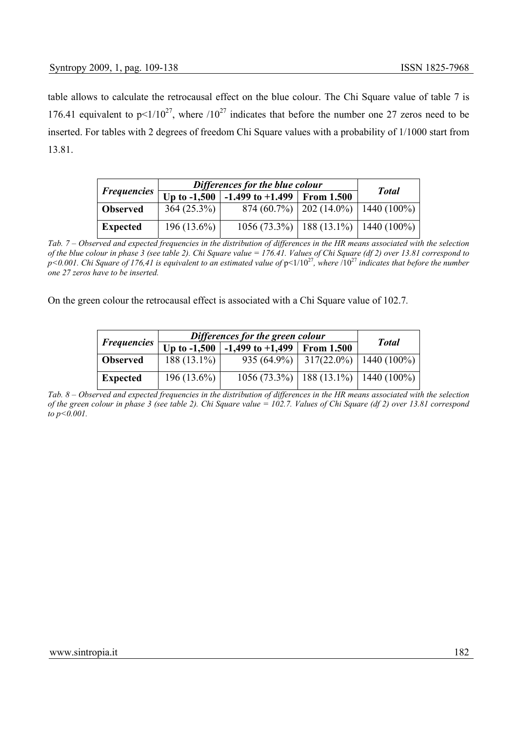table allows to calculate the retrocausal effect on the blue colour. The Chi Square value of table 7 is 176.41 equivalent to $p<1/10^{27}$, where $/10^{27}$ indicates that before the number one 27 zeros need to be inserted. For tables with 2 degrees of freedom Chi Square values with a probability of 1/1000 start from 13.81.

| *Frequencies* | *Differences for the blue colour* | | | *Total* |
|---|---|---|---|---|
| | **Up to -1,500** | **-1.499 to +1.499** | **From 1.500** | |
| **Observed** | 364 (25.3%) | 874 (60.7%) | 202 (14.0%) | 1440 (100%) |
| **Expected** | 196 (13.6%) | 1056 (73.3%) | 188 (13.1%) | 1440 (100%) |

*Tab. 7 – Observed and expected frequencies in the distribution of differences in the HR means associated with the selection of the blue colour in phase 3 (see table 2). Chi Square value = 176.41. Values of Chi Square (df 2) over 13.81 correspond to $p<0.001$. Chi Square of 176,41 is equivalent to an estimated value of $p<1/10^{27}$, where $/10^{27}$ indicates that before the number one 27 zeros have to be inserted.*

On the green colour the retrocausal effect is associated with a Chi Square value of 102.7.

| *Frequencies* | *Differences for the green colour* | | | *Total* |
|---|---|---|---|---|
| | **Up to -1,500** | **-1,499 to +1,499** | **From 1.500** | |
| **Observed** | 188 (13.1%) | 935 (64.9%) | 317(22.0%) | 1440 (100%) |
| **Expected** | 196 (13.6%) | 1056 (73.3%) | 188 (13.1%) | 1440 (100%) |

*Tab. 8 – Observed and expected frequencies in the distribution of differences in the HR means associated with the selection of the green colour in phase 3 (see table 2). Chi Square value = 102.7. Values of Chi Square (df 2) over 13.81 correspond to $p<0.001$.*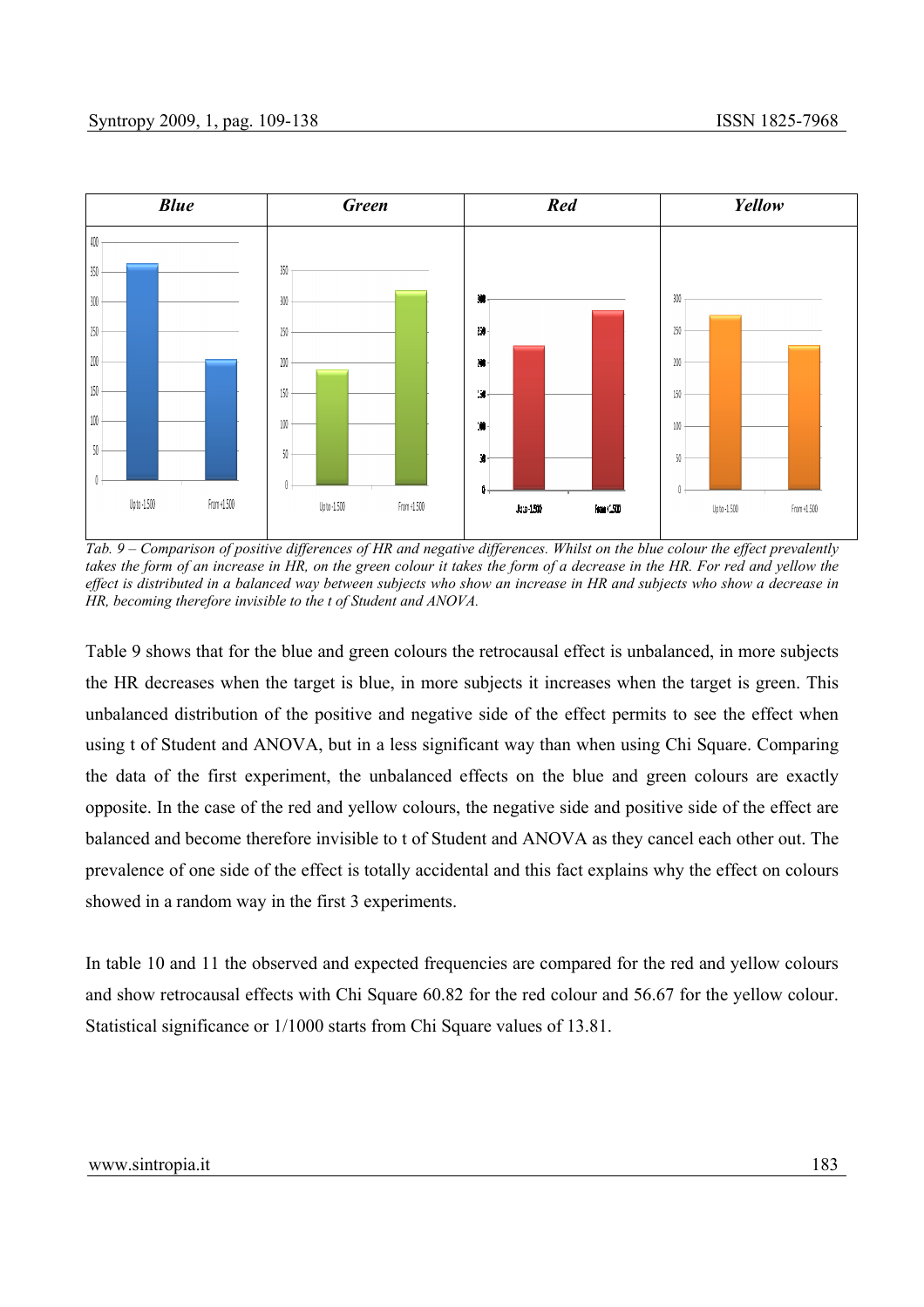| *Blue* | *Green* | *Red* | *Yellow* |
|---|---|---|---|

*Tab. 9 – Comparison of positive differences of HR and negative differences. Whilst on the blue colour the effect prevalently takes the form of an increase in HR, on the green colour it takes the form of a decrease in the HR. For red and yellow the effect is distributed in a balanced way between subjects who show an increase in HR and subjects who show a decrease in HR, becoming therefore invisible to the t of Student and ANOVA.*

Table 9 shows that for the blue and green colours the retrocausal effect is unbalanced, in more subjects the HR decreases when the target is blue, in more subjects it increases when the target is green. This unbalanced distribution of the positive and negative side of the effect permits to see the effect when using t of Student and ANOVA, but in a less significant way than when using Chi Square. Comparing the data of the first experiment, the unbalanced effects on the blue and green colours are exactly opposite. In the case of the red and yellow colours, the negative side and positive side of the effect are balanced and become therefore invisible to t of Student and ANOVA as they cancel each other out. The prevalence of one side of the effect is totally accidental and this fact explains why the effect on colours showed in a random way in the first 3 experiments.

In table 10 and 11 the observed and expected frequencies are compared for the red and yellow colours and show retrocausal effects with Chi Square 60.82 for the red colour and 56.67 for the yellow colour. Statistical significance or 1/1000 starts from Chi Square values of 13.81.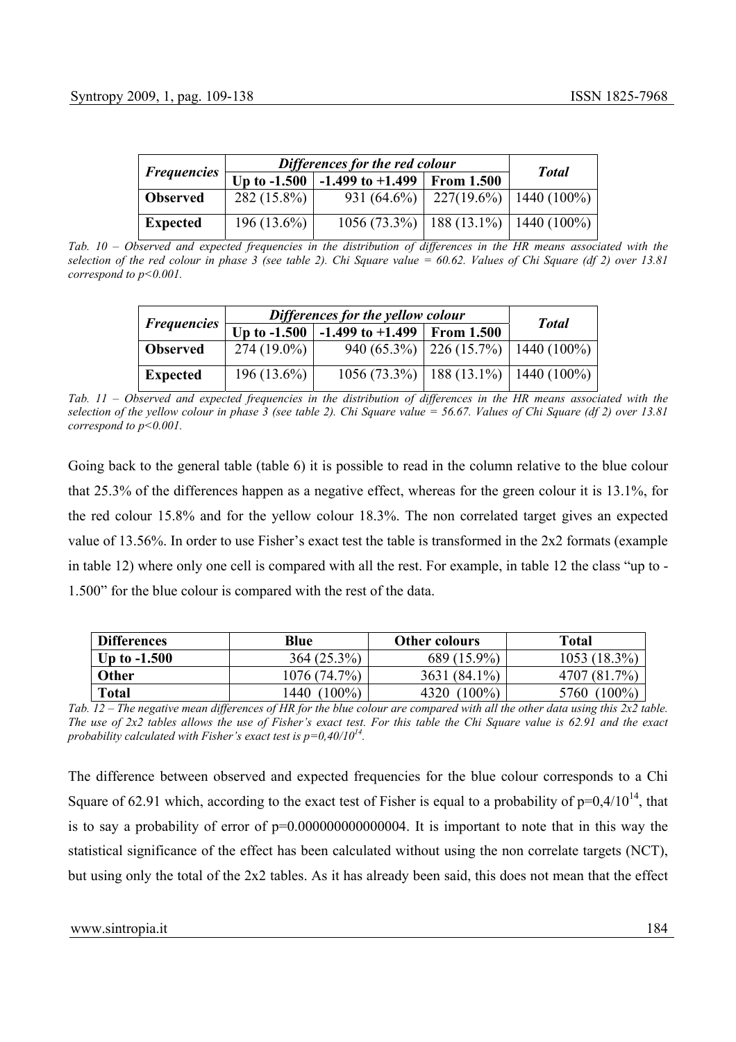| *Frequencies* | *Differences for the red colour* | | | *Total* |
|---|---|---|---|---|
| | **Up to -1.500** | **-1.499 to +1.499** | **From 1.500** | |
| **Observed** | 282 (15.8%) | 931 (64.6%) | 227(19.6%) | 1440 (100%) |
| **Expected** | 196 (13.6%) | 1056 (73.3%) | 188 (13.1%) | 1440 (100%) |

*Tab. 10 – Observed and expected frequencies in the distribution of differences in the HR means associated with the selection of the red colour in phase 3 (see table 2). Chi Square value = 60.62. Values of Chi Square (df 2) over 13.81 correspond to $p<0.001$.*

| *Frequencies* | *Differences for the yellow colour* | | | *Total* |
|---|---|---|---|---|
| | **Up to -1.500** | **-1.499 to +1.499** | **From 1.500** | |
| **Observed** | 274 (19.0%) | 940 (65.3%) | 226 (15.7%) | 1440 (100%) |
| **Expected** | 196 (13.6%) | 1056 (73.3%) | 188 (13.1%) | 1440 (100%) |

*Tab. 11 – Observed and expected frequencies in the distribution of differences in the HR means associated with the selection of the yellow colour in phase 3 (see table 2). Chi Square value = 56.67. Values of Chi Square (df 2) over 13.81 correspond to $p<0.001$.*

Going back to the general table (table 6) it is possible to read in the column relative to the blue colour that 25.3% of the differences happen as a negative effect, whereas for the green colour it is 13.1%, for the red colour 15.8% and for the yellow colour 18.3%. The non correlated target gives an expected value of 13.56%. In order to use Fisher's exact test the table is transformed in the 2x2 formats (example in table 12) where only one cell is compared with all the rest. For example, in table 12 the class "up to -1.500" for the blue colour is compared with the rest of the data.

| **Differences** | **Blue** | **Other colours** | **Total** |
|---|---|---|---|
| **Up to -1.500** | 364 (25.3%) | 689 (15.9%) | 1053 (18.3%) |
| **Other** | 1076 (74.7%) | 3631 (84.1%) | 4707 (81.7%) |
| **Total** | 1440 (100%) | 4320 (100%) | 5760 (100%) |

*Tab. 12 – The negative mean differences of HR for the blue colour are compared with all the other data using this 2x2 table. The use of 2x2 tables allows the use of Fisher's exact test. For this table the Chi Square value is 62.91 and the exact probability calculated with Fisher's exact test is $p=0{,}40/10^{14}$.*

The difference between observed and expected frequencies for the blue colour corresponds to a Chi Square of 62.91 which, according to the exact test of Fisher is equal to a probability of $p=0{,}4/10^{14}$, that is to say a probability of error of $p=0.000000000000004$. It is important to note that in this way the statistical significance of the effect has been calculated without using the non correlate targets (NCT), but using only the total of the 2x2 tables. As it has already been said, this does not mean that the effect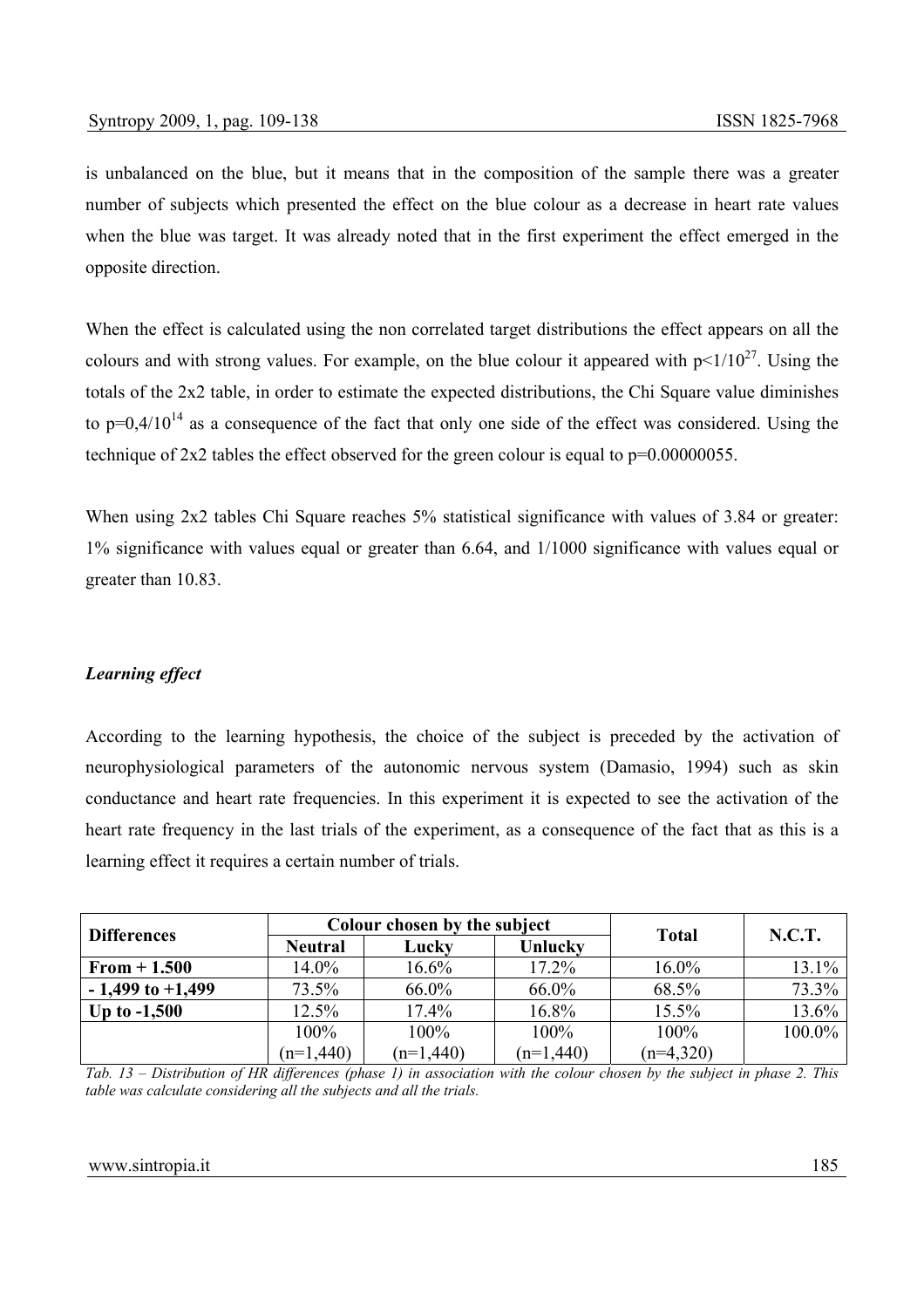is unbalanced on the blue, but it means that in the composition of the sample there was a greater number of subjects which presented the effect on the blue colour as a decrease in heart rate values when the blue was target. It was already noted that in the first experiment the effect emerged in the opposite direction.

When the effect is calculated using the non correlated target distributions the effect appears on all the colours and with strong values. For example, on the blue colour it appeared with $p<1/10^{27}$. Using the totals of the 2x2 table, in order to estimate the expected distributions, the Chi Square value diminishes to $p=0,4/10^{14}$ as a consequence of the fact that only one side of the effect was considered. Using the technique of 2x2 tables the effect observed for the green colour is equal to p=0.00000055.

When using 2x2 tables Chi Square reaches 5% statistical significance with values of 3.84 or greater: 1% significance with values equal or greater than 6.64, and 1/1000 significance with values equal or greater than 10.83.

### *Learning effect*

According to the learning hypothesis, the choice of the subject is preceded by the activation of neurophysiological parameters of the autonomic nervous system (Damasio, 1994) such as skin conductance and heart rate frequencies. In this experiment it is expected to see the activation of the heart rate frequency in the last trials of the experiment, as a consequence of the fact that as this is a learning effect it requires a certain number of trials.

| Differences | Colour chosen by the subject | | | Total | N.C.T. |
|---|---|---|---|---|---|
| | Neutral | Lucky | Unlucky | | |
| **From + 1.500** | 14.0% | 16.6% | 17.2% | 16.0% | 13.1% |
| **- 1,499 to +1,499** | 73.5% | 66.0% | 66.0% | 68.5% | 73.3% |
| **Up to -1,500** | 12.5% | 17.4% | 16.8% | 15.5% | 13.6% |
| | 100% (n=1,440) | 100% (n=1,440) | 100% (n=1,440) | 100% (n=4,320) | 100.0% |

*Tab. 13 – Distribution of HR differences (phase 1) in association with the colour chosen by the subject in phase 2. This table was calculate considering all the subjects and all the trials.*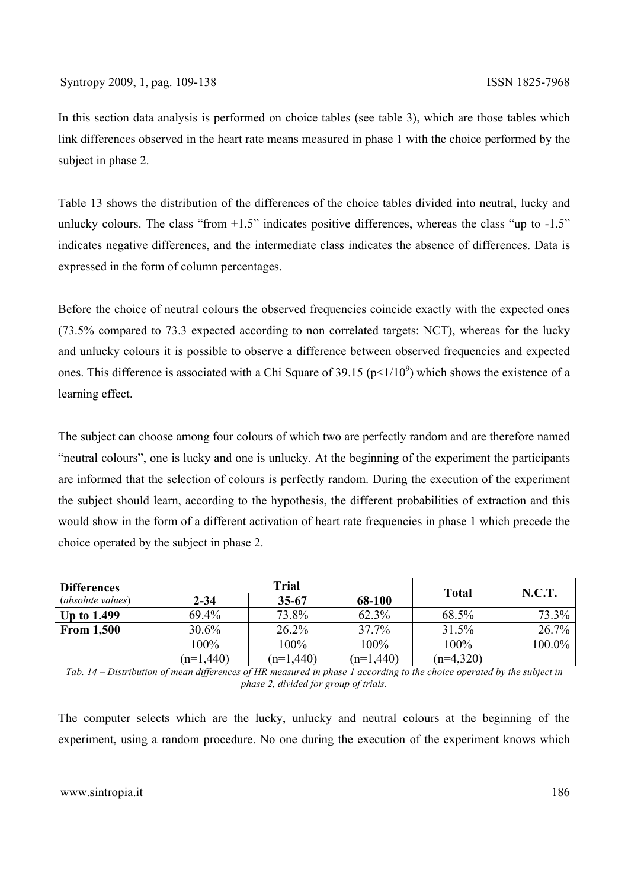In this section data analysis is performed on choice tables (see table 3), which are those tables which link differences observed in the heart rate means measured in phase 1 with the choice performed by the subject in phase 2.

Table 13 shows the distribution of the differences of the choice tables divided into neutral, lucky and unlucky colours. The class "from +1.5" indicates positive differences, whereas the class "up to -1.5" indicates negative differences, and the intermediate class indicates the absence of differences. Data is expressed in the form of column percentages.

Before the choice of neutral colours the observed frequencies coincide exactly with the expected ones (73.5% compared to 73.3 expected according to non correlated targets: NCT), whereas for the lucky and unlucky colours it is possible to observe a difference between observed frequencies and expected ones. This difference is associated with a Chi Square of 39.15 ($p<1/10^9$) which shows the existence of a learning effect.

The subject can choose among four colours of which two are perfectly random and are therefore named "neutral colours", one is lucky and one is unlucky. At the beginning of the experiment the participants are informed that the selection of colours is perfectly random. During the execution of the experiment the subject should learn, according to the hypothesis, the different probabilities of extraction and this would show in the form of a different activation of heart rate frequencies in phase 1 which precede the choice operated by the subject in phase 2.

| **Differences** (*absolute values*) | **Trial** | | | **Total** | **N.C.T.** |
|---|---|---|---|---|---|
| | **2-34** | **35-67** | **68-100** | | |
| **Up to 1.499** | 69.4% | 73.8% | 62.3% | 68.5% | 73.3% |
| **From 1,500** | 30.6% | 26.2% | 37.7% | 31.5% | 26.7% |
| | 100% (n=1,440) | 100% (n=1,440) | 100% (n=1,440) | 100% (n=4,320) | 100.0% |

*Tab. 14 – Distribution of mean differences of HR measured in phase 1 according to the choice operated by the subject in phase 2, divided for group of trials.*

The computer selects which are the lucky, unlucky and neutral colours at the beginning of the experiment, using a random procedure. No one during the execution of the experiment knows which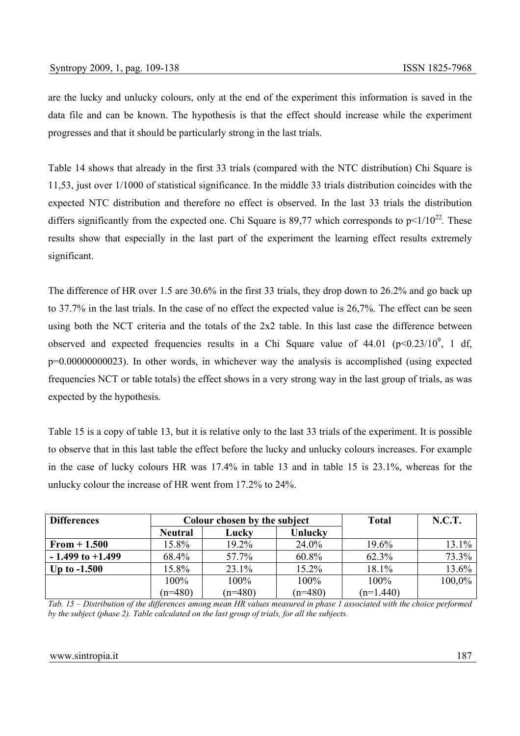are the lucky and unlucky colours, only at the end of the experiment this information is saved in the data file and can be known. The hypothesis is that the effect should increase while the experiment progresses and that it should be particularly strong in the last trials.

Table 14 shows that already in the first 33 trials (compared with the NTC distribution) Chi Square is 11,53, just over 1/1000 of statistical significance. In the middle 33 trials distribution coincides with the expected NTC distribution and therefore no effect is observed. In the last 33 trials the distribution differs significantly from the expected one. Chi Square is 89,77 which corresponds to $p<1/10^{22}$. These results show that especially in the last part of the experiment the learning effect results extremely significant.

The difference of HR over 1.5 are 30.6% in the first 33 trials, they drop down to 26.2% and go back up to 37.7% in the last trials. In the case of no effect the expected value is 26,7%. The effect can be seen using both the NCT criteria and the totals of the 2x2 table. In this last case the difference between observed and expected frequencies results in a Chi Square value of 44.01 ($p<0.23/10^{9}$, 1 df, p=0.00000000023). In other words, in whichever way the analysis is accomplished (using expected frequencies NCT or table totals) the effect shows in a very strong way in the last group of trials, as was expected by the hypothesis.

Table 15 is a copy of table 13, but it is relative only to the last 33 trials of the experiment. It is possible to observe that in this last table the effect before the lucky and unlucky colours increases. For example in the case of lucky colours HR was 17.4% in table 13 and in table 15 is 23.1%, whereas for the unlucky colour the increase of HR went from 17.2% to 24%.

| **Differences** | **Colour chosen by the subject** | | | **Total** | **N.C.T.** |
|---|---|---|---|---|---|
| | **Neutral** | **Lucky** | **Unlucky** | | |
| **From + 1.500** | 15.8% | 19.2% | 24.0% | 19.6% | 13.1% |
| **- 1.499 to +1.499** | 68.4% | 57.7% | 60.8% | 62.3% | 73.3% |
| **Up to -1.500** | 15.8% | 23.1% | 15.2% | 18.1% | 13.6% |
| | 100% (n=480) | 100% (n=480) | 100% (n=480) | 100% (n=1.440) | 100,0% |

*Tab. 15 – Distribution of the differences among mean HR values measured in phase 1 associated with the choice performed by the subject (phase 2). Table calculated on the last group of trials, for all the subjects.*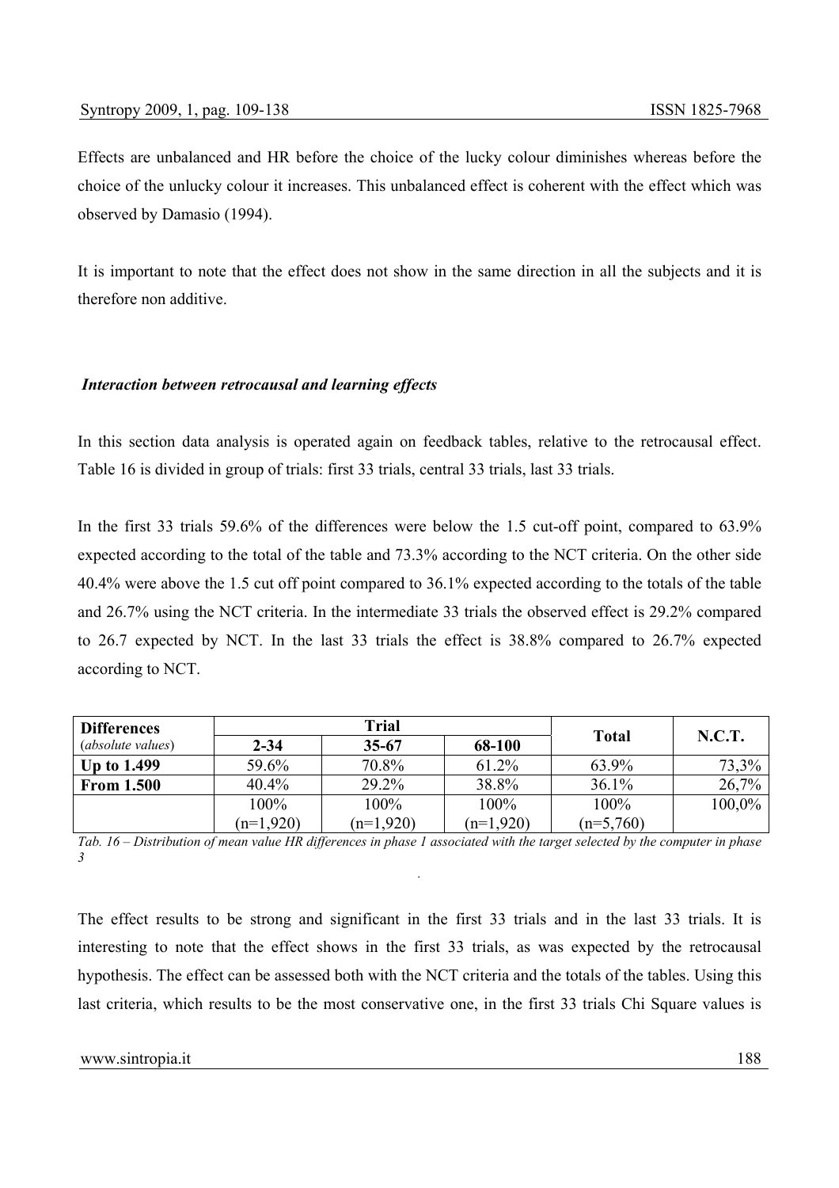Effects are unbalanced and HR before the choice of the lucky colour diminishes whereas before the choice of the unlucky colour it increases. This unbalanced effect is coherent with the effect which was observed by Damasio (1994).

It is important to note that the effect does not show in the same direction in all the subjects and it is therefore non additive.

### *Interaction between retrocausal and learning effects*

In this section data analysis is operated again on feedback tables, relative to the retrocausal effect. Table 16 is divided in group of trials: first 33 trials, central 33 trials, last 33 trials.

In the first 33 trials 59.6% of the differences were below the 1.5 cut-off point, compared to 63.9% expected according to the total of the table and 73.3% according to the NCT criteria. On the other side 40.4% were above the 1.5 cut off point compared to 36.1% expected according to the totals of the table and 26.7% using the NCT criteria. In the intermediate 33 trials the observed effect is 29.2% compared to 26.7 expected by NCT. In the last 33 trials the effect is 38.8% compared to 26.7% expected according to NCT.

| **Differences** (*absolute values*) | **Trial** | | | **Total** | **N.C.T.** |
|---|---|---|---|---|---|
| | **2-34** | **35-67** | **68-100** | | |
| **Up to 1.499** | 59.6% | 70.8% | 61.2% | 63.9% | 73,3% |
| **From 1.500** | 40.4% | 29.2% | 38.8% | 36.1% | 26,7% |
| | 100% (n=1,920) | 100% (n=1,920) | 100% (n=1,920) | 100% (n=5,760) | 100,0% |

*Tab. 16 – Distribution of mean value HR differences in phase 1 associated with the target selected by the computer in phase 3*

The effect results to be strong and significant in the first 33 trials and in the last 33 trials. It is interesting to note that the effect shows in the first 33 trials, as was expected by the retrocausal hypothesis. The effect can be assessed both with the NCT criteria and the totals of the tables. Using this last criteria, which results to be the most conservative one, in the first 33 trials Chi Square values is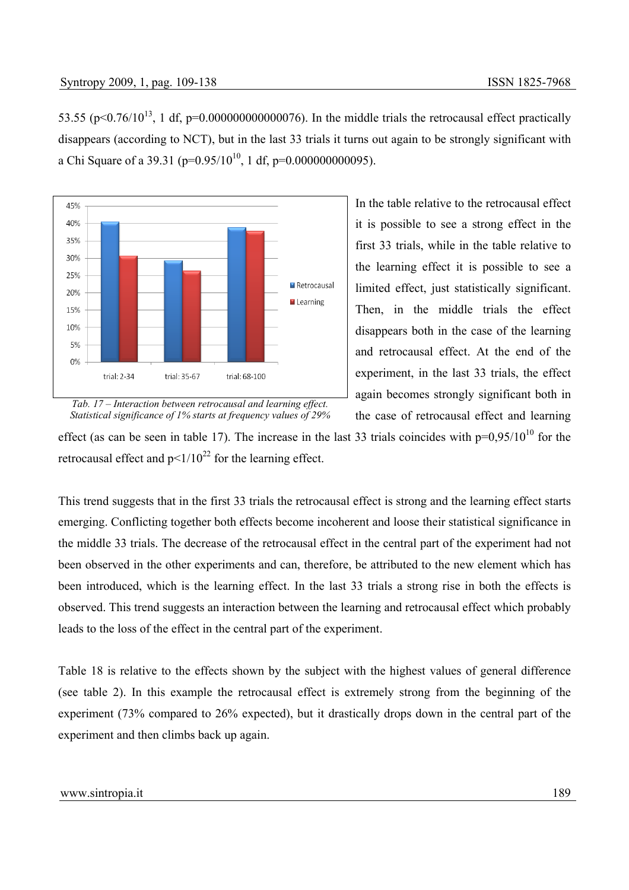53.55 ($p<0.76/10^{13}$, 1 df, p=0.000000000000076). In the middle trials the retrocausal effect practically disappears (according to NCT), but in the last 33 trials it turns out again to be strongly significant with a Chi Square of a 39.31 ($p=0.95/10^{10}$, 1 df, p=0.000000000095).

In the table relative to the retrocausal effect it is possible to see a strong effect in the first 33 trials, while in the table relative to the learning effect it is possible to see a limited effect, just statistically significant. Then, in the middle trials the effect disappears both in the case of the learning and retrocausal effect. At the end of the experiment, in the last 33 trials, the effect again becomes strongly significant both in the case of retrocausal effect and learning effect (as can be seen in table 17). The increase in the last 33 trials coincides with $p=0,95/10^{10}$ for the retrocausal effect and $p<1/10^{22}$ for the learning effect.

| | Retrocausal | Learning |
|---|---|---|
| trial: 2-34 | 40.5% | 30.5% |
| trial: 35-67 | 29% | 26% |
| trial: 68-100 | 38.5% | 37.5% |

*Tab. 17 – Interaction between retrocausal and learning effect. Statistical significance of 1% starts at frequency values of 29%*

This trend suggests that in the first 33 trials the retrocausal effect is strong and the learning effect starts emerging. Conflicting together both effects become incoherent and loose their statistical significance in the middle 33 trials. The decrease of the retrocausal effect in the central part of the experiment had not been observed in the other experiments and can, therefore, be attributed to the new element which has been introduced, which is the learning effect. In the last 33 trials a strong rise in both the effects is observed. This trend suggests an interaction between the learning and retrocausal effect which probably leads to the loss of the effect in the central part of the experiment.

Table 18 is relative to the effects shown by the subject with the highest values of general difference (see table 2). In this example the retrocausal effect is extremely strong from the beginning of the experiment (73% compared to 26% expected), but it drastically drops down in the central part of the experiment and then climbs back up again.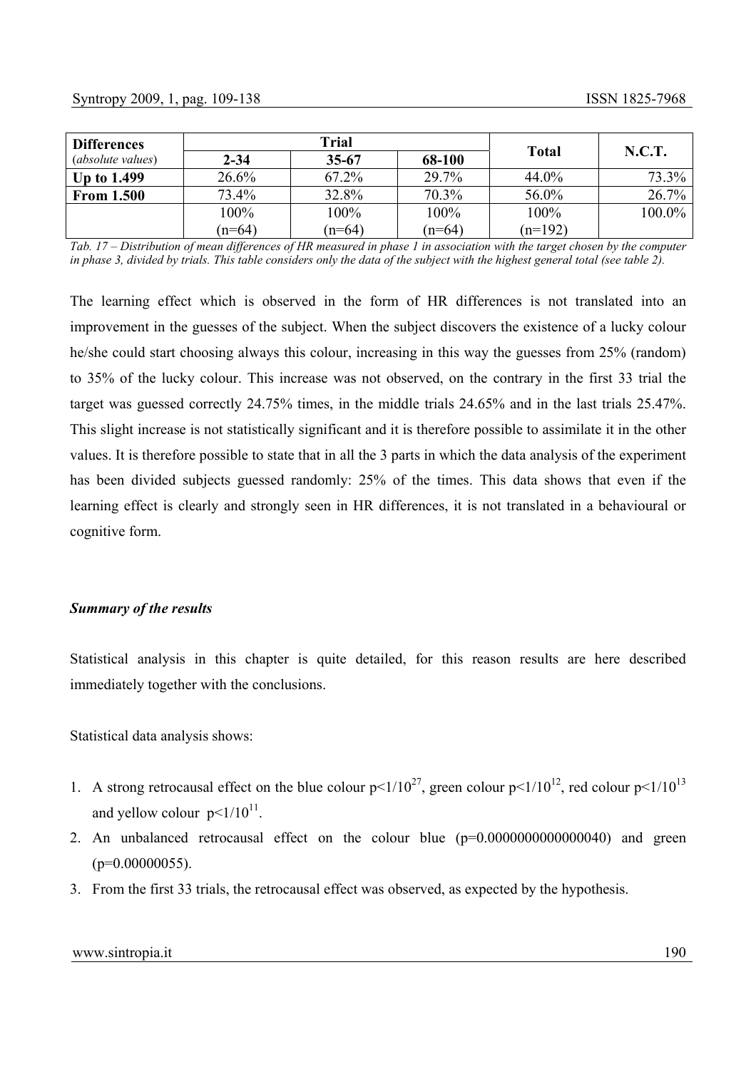| **Differences** (*absolute values*) | **Trial** | | | **Total** | **N.C.T.** |
|---|---|---|---|---|---|
| | **2-34** | **35-67** | **68-100** | | |
| **Up to 1.499** | 26.6% | 67.2% | 29.7% | 44.0% | 73.3% |
| **From 1.500** | 73.4% | 32.8% | 70.3% | 56.0% | 26.7% |
| | 100% (n=64) | 100% (n=64) | 100% (n=64) | 100% (n=192) | 100.0% |

*Tab. 17 – Distribution of mean differences of HR measured in phase 1 in association with the target chosen by the computer in phase 3, divided by trials. This table considers only the data of the subject with the highest general total (see table 2).*

The learning effect which is observed in the form of HR differences is not translated into an improvement in the guesses of the subject. When the subject discovers the existence of a lucky colour he/she could start choosing always this colour, increasing in this way the guesses from 25% (random) to 35% of the lucky colour. This increase was not observed, on the contrary in the first 33 trial the target was guessed correctly 24.75% times, in the middle trials 24.65% and in the last trials 25.47%. This slight increase is not statistically significant and it is therefore possible to assimilate it in the other values. It is therefore possible to state that in all the 3 parts in which the data analysis of the experiment has been divided subjects guessed randomly: 25% of the times. This data shows that even if the learning effect is clearly and strongly seen in HR differences, it is not translated in a behavioural or cognitive form.

***Summary of the results***

Statistical analysis in this chapter is quite detailed, for this reason results are here described immediately together with the conclusions.

Statistical data analysis shows:

1. A strong retrocausal effect on the blue colour $p<1/10^{27}$, green colour $p<1/10^{12}$, red colour $p<1/10^{13}$ and yellow colour $p<1/10^{11}$.
2. An unbalanced retrocausal effect on the colour blue ($p=0.0000000000000040$) and green ($p=0.00000055$).
3. From the first 33 trials, the retrocausal effect was observed, as expected by the hypothesis.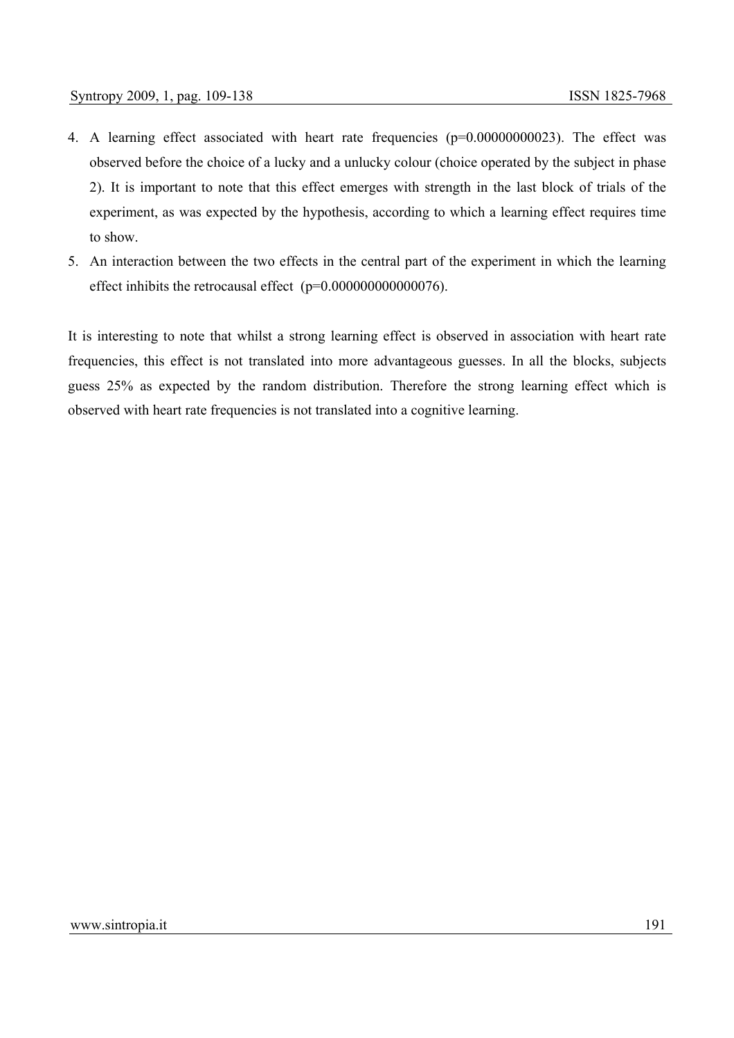4. A learning effect associated with heart rate frequencies ($p=0.00000000023$). The effect was observed before the choice of a lucky and a unlucky colour (choice operated by the subject in phase 2). It is important to note that this effect emerges with strength in the last block of trials of the experiment, as was expected by the hypothesis, according to which a learning effect requires time to show.
5. An interaction between the two effects in the central part of the experiment in which the learning effect inhibits the retrocausal effect ($p=0.000000000000076$).

It is interesting to note that whilst a strong learning effect is observed in association with heart rate frequencies, this effect is not translated into more advantageous guesses. In all the blocks, subjects guess 25% as expected by the random distribution. Therefore the strong learning effect which is observed with heart rate frequencies is not translated into a cognitive learning.